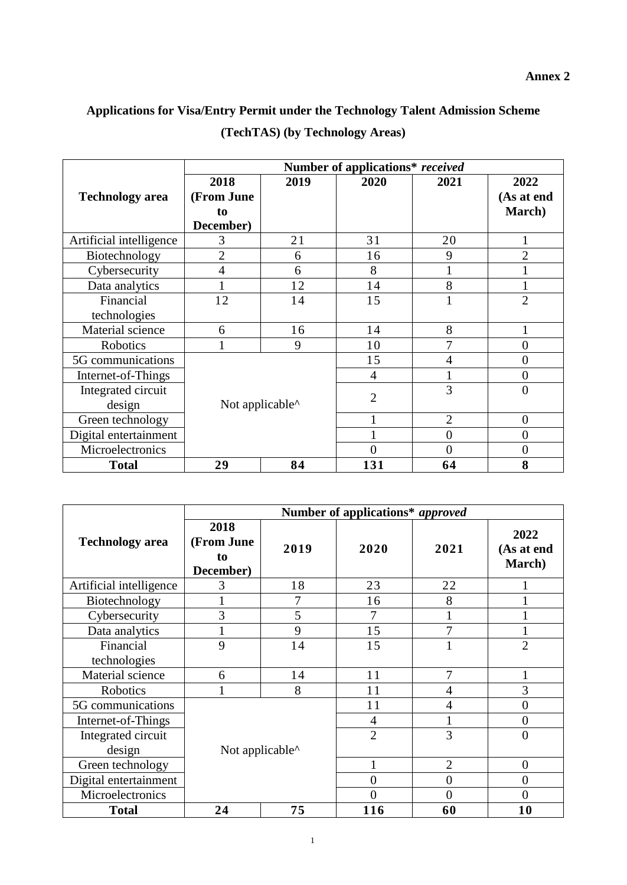**Annex 2**

## Applications for Visa/Entry Permit under the Technology Talent Admission Scheme (TechTAS) (by Technology Areas)

| Technology area | Number of applications* *received* | | | | |
|---|---|---|---|---|---|
| | 2018 (From June to December) | 2019 | 2020 | 2021 | 2022 (As at end March) |
| Artificial intelligence | 3 | 21 | 31 | 20 | 1 |
| Biotechnology | 2 | 6 | 16 | 9 | 2 |
| Cybersecurity | 4 | 6 | 8 | 1 | 1 |
| Data analytics | 1 | 12 | 14 | 8 | 1 |
| Financial technologies | 12 | 14 | 15 | 1 | 2 |
| Material science | 6 | 16 | 14 | 8 | 1 |
| Robotics | 1 | 9 | 10 | 7 | 0 |
| 5G communications | Not applicable^ | | 15 | 4 | 0 |
| Internet-of-Things | | | 4 | 1 | 0 |
| Integrated circuit design | | | 2 | 3 | 0 |
| Green technology | | | 1 | 2 | 0 |
| Digital entertainment | | | 1 | 0 | 0 |
| Microelectronics | | | 0 | 0 | 0 |
| **Total** | **29** | **84** | **131** | **64** | **8** |

| Technology area | Number of applications* *approved* | | | | |
|---|---|---|---|---|---|
| | 2018 (From June to December) | 2019 | 2020 | 2021 | 2022 (As at end March) |
| Artificial intelligence | 3 | 18 | 23 | 22 | 1 |
| Biotechnology | 1 | 7 | 16 | 8 | 1 |
| Cybersecurity | 3 | 5 | 7 | 1 | 1 |
| Data analytics | 1 | 9 | 15 | 7 | 1 |
| Financial technologies | 9 | 14 | 15 | 1 | 2 |
| Material science | 6 | 14 | 11 | 7 | 1 |
| Robotics | 1 | 8 | 11 | 4 | 3 |
| 5G communications | Not applicable^ | | 11 | 4 | 0 |
| Internet-of-Things | | | 4 | 1 | 0 |
| Integrated circuit design | | | 2 | 3 | 0 |
| Green technology | | | 1 | 2 | 0 |
| Digital entertainment | | | 0 | 0 | 0 |
| Microelectronics | | | 0 | 0 | 0 |
| **Total** | **24** | **75** | **116** | **60** | **10** |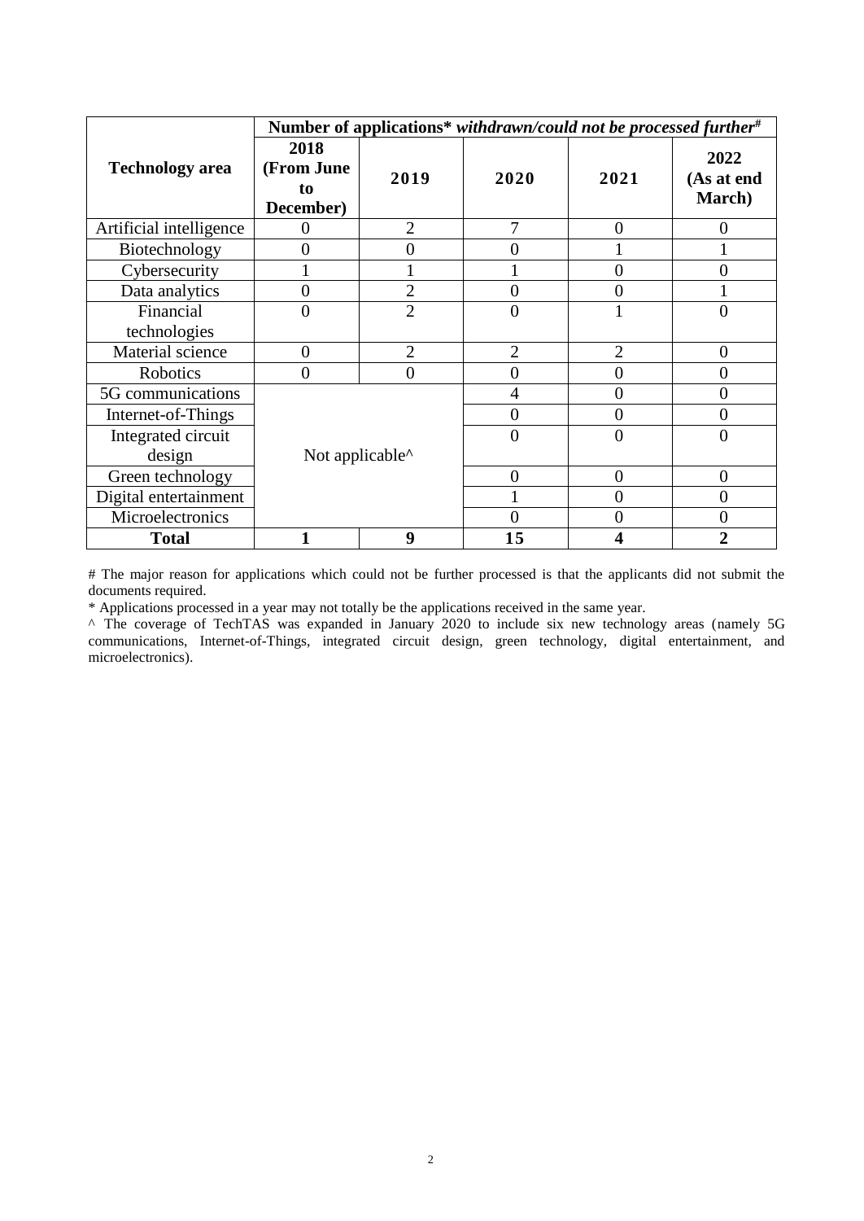| Technology area | Number of applications* *withdrawn/could not be processed further*# | | | | |
|---|---|---|---|---|---|
| | 2018 (From June to December) | 2019 | 2020 | 2021 | 2022 (As at end March) |
| Artificial intelligence | 0 | 2 | 7 | 0 | 0 |
| Biotechnology | 0 | 0 | 0 | 1 | 1 |
| Cybersecurity | 1 | 1 | 1 | 0 | 0 |
| Data analytics | 0 | 2 | 0 | 0 | 1 |
| Financial technologies | 0 | 2 | 0 | 1 | 0 |
| Material science | 0 | 2 | 2 | 2 | 0 |
| Robotics | 0 | 0 | 0 | 0 | 0 |
| 5G communications | Not applicable^ | | 4 | 0 | 0 |
| Internet-of-Things | | | 0 | 0 | 0 |
| Integrated circuit design | | | 0 | 0 | 0 |
| Green technology | | | 0 | 0 | 0 |
| Digital entertainment | | | 1 | 0 | 0 |
| Microelectronics | | | 0 | 0 | 0 |
| **Total** | **1** | **9** | **15** | **4** | **2** |

# The major reason for applications which could not be further processed is that the applicants did not submit the documents required.

* Applications processed in a year may not totally be the applications received in the same year.

^ The coverage of TechTAS was expanded in January 2020 to include six new technology areas (namely 5G communications, Internet-of-Things, integrated circuit design, green technology, digital entertainment, and microelectronics).